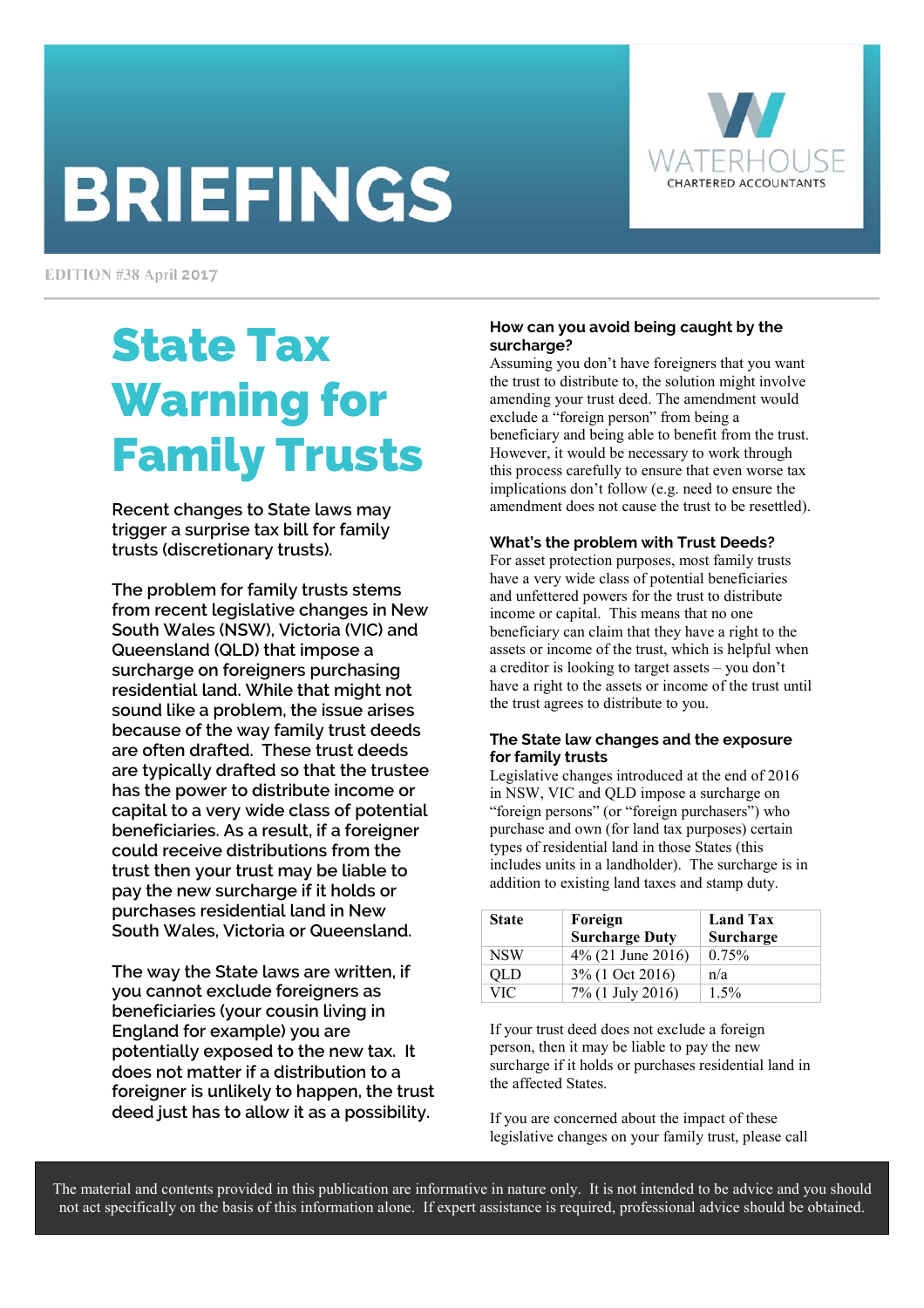# BRIEFINGS

WATERHOUSE
CHARTERED ACCOUNTANTS

EDITION #38 April 2017

## State Tax Warning for Family Trusts

**Recent changes to State laws may trigger a surprise tax bill for family trusts (discretionary trusts).**

The problem for family trusts stems from recent legislative changes in New South Wales (NSW), Victoria (VIC) and Queensland (QLD) that impose a surcharge on foreigners purchasing residential land. While that might not sound like a problem, the issue arises because of the way family trust deeds are often drafted. These trust deeds are typically drafted so that the trustee has the power to distribute income or capital to a very wide class of potential beneficiaries. As a result, if a foreigner could receive distributions from the trust then your trust may be liable to pay the new surcharge if it holds or purchases residential land in New South Wales, Victoria or Queensland.

The way the State laws are written, if you cannot exclude foreigners as beneficiaries (your cousin living in England for example) you are potentially exposed to the new tax. It does not matter if a distribution to a foreigner is unlikely to happen, the trust deed just has to allow it as a possibility.

### How can you avoid being caught by the surcharge?

Assuming you don't have foreigners that you want the trust to distribute to, the solution might involve amending your trust deed. The amendment would exclude a "foreign person" from being a beneficiary and being able to benefit from the trust. However, it would be necessary to work through this process carefully to ensure that even worse tax implications don't follow (e.g. need to ensure the amendment does not cause the trust to be resettled).

### What's the problem with Trust Deeds?

For asset protection purposes, most family trusts have a very wide class of potential beneficiaries and unfettered powers for the trust to distribute income or capital. This means that no one beneficiary can claim that they have a right to the assets or income of the trust, which is helpful when a creditor is looking to target assets – you don't have a right to the assets or income of the trust until the trust agrees to distribute to you.

### The State law changes and the exposure for family trusts

Legislative changes introduced at the end of 2016 in NSW, VIC and QLD impose a surcharge on "foreign persons" (or "foreign purchasers") who purchase and own (for land tax purposes) certain types of residential land in those States (this includes units in a landholder). The surcharge is in addition to existing land taxes and stamp duty.

| State | Foreign Surcharge Duty | Land Tax Surcharge |
|---|---|---|
| NSW | 4% (21 June 2016) | 0.75% |
| QLD | 3% (1 Oct 2016) | n/a |
| VIC | 7% (1 July 2016) | 1.5% |

If your trust deed does not exclude a foreign person, then it may be liable to pay the new surcharge if it holds or purchases residential land in the affected States.

If you are concerned about the impact of these legislative changes on your family trust, please call

The material and contents provided in this publication are informative in nature only. It is not intended to be advice and you should not act specifically on the basis of this information alone. If expert assistance is required, professional advice should be obtained.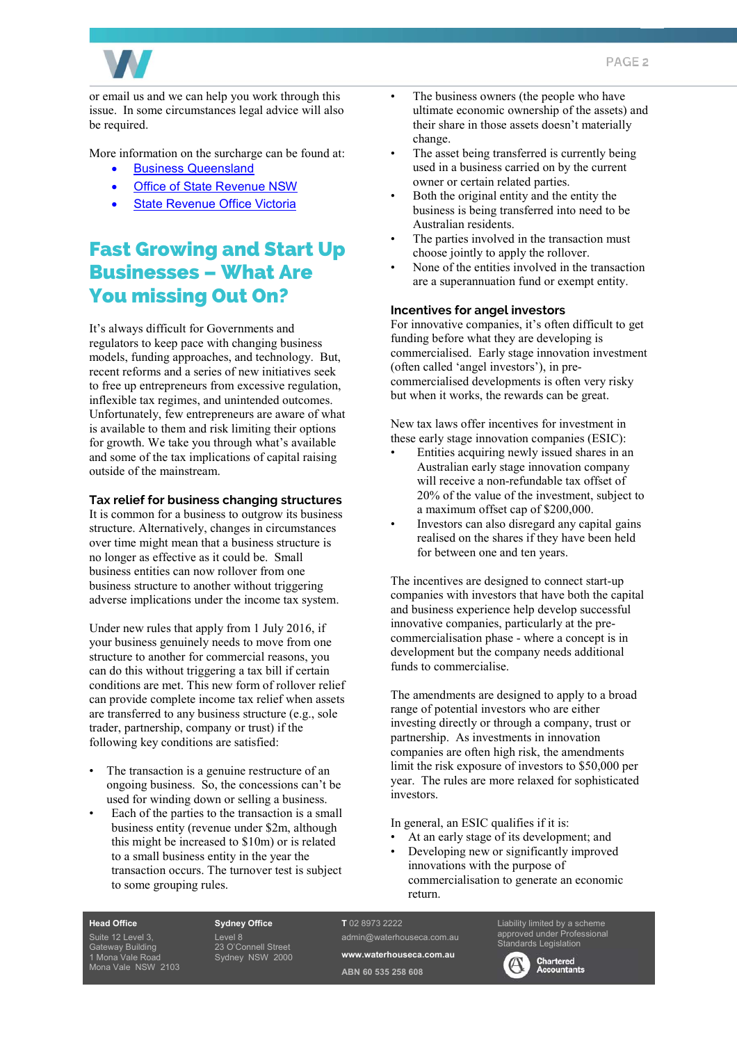or email us and we can help you work through this issue. In some circumstances legal advice will also be required.

More information on the surcharge can be found at:

- Business Queensland
- Office of State Revenue NSW
- State Revenue Office Victoria

## Fast Growing and Start Up Businesses – What Are You missing Out On?

It's always difficult for Governments and regulators to keep pace with changing business models, funding approaches, and technology. But, recent reforms and a series of new initiatives seek to free up entrepreneurs from excessive regulation, inflexible tax regimes, and unintended outcomes. Unfortunately, few entrepreneurs are aware of what is available to them and risk limiting their options for growth. We take you through what's available and some of the tax implications of capital raising outside of the mainstream.

### Tax relief for business changing structures

It is common for a business to outgrow its business structure. Alternatively, changes in circumstances over time might mean that a business structure is no longer as effective as it could be. Small business entities can now rollover from one business structure to another without triggering adverse implications under the income tax system.

Under new rules that apply from 1 July 2016, if your business genuinely needs to move from one structure to another for commercial reasons, you can do this without triggering a tax bill if certain conditions are met. This new form of rollover relief can provide complete income tax relief when assets are transferred to any business structure (e.g., sole trader, partnership, company or trust) if the following key conditions are satisfied:

- The transaction is a genuine restructure of an ongoing business. So, the concessions can't be used for winding down or selling a business.
- Each of the parties to the transaction is a small business entity (revenue under $2m, although this might be increased to $10m) or is related to a small business entity in the year the transaction occurs. The turnover test is subject to some grouping rules.
- The business owners (the people who have ultimate economic ownership of the assets) and their share in those assets doesn't materially change.
- The asset being transferred is currently being used in a business carried on by the current owner or certain related parties.
- Both the original entity and the entity the business is being transferred into need to be Australian residents.
- The parties involved in the transaction must choose jointly to apply the rollover.
- None of the entities involved in the transaction are a superannuation fund or exempt entity.

### Incentives for angel investors

For innovative companies, it's often difficult to get funding before what they are developing is commercialised. Early stage innovation investment (often called 'angel investors'), in pre-commercialised developments is often very risky but when it works, the rewards can be great.

New tax laws offer incentives for investment in these early stage innovation companies (ESIC):

- Entities acquiring newly issued shares in an Australian early stage innovation company will receive a non-refundable tax offset of 20% of the value of the investment, subject to a maximum offset cap of $200,000.
- Investors can also disregard any capital gains realised on the shares if they have been held for between one and ten years.

The incentives are designed to connect start-up companies with investors that have both the capital and business experience help develop successful innovative companies, particularly at the pre-commercialisation phase - where a concept is in development but the company needs additional funds to commercialise.

The amendments are designed to apply to a broad range of potential investors who are either investing directly or through a company, trust or partnership. As investments in innovation companies are often high risk, the amendments limit the risk exposure of investors to $50,000 per year. The rules are more relaxed for sophisticated investors.

In general, an ESIC qualifies if it is:

- At an early stage of its development; and
- Developing new or significantly improved innovations with the purpose of commercialisation to generate an economic return.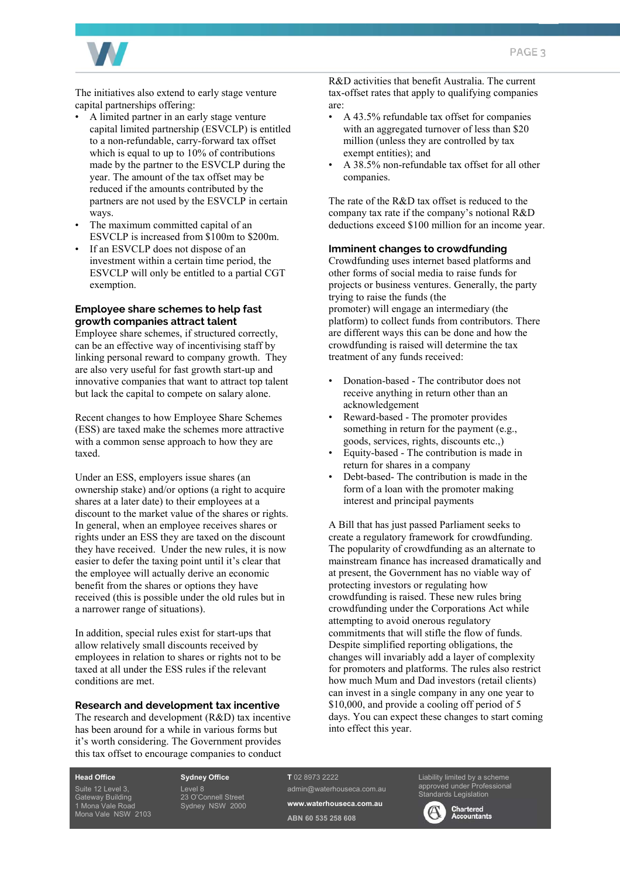The initiatives also extend to early stage venture capital partnerships offering:

- A limited partner in an early stage venture capital limited partnership (ESVCLP) is entitled to a non-refundable, carry-forward tax offset which is equal to up to 10% of contributions made by the partner to the ESVCLP during the year. The amount of the tax offset may be reduced if the amounts contributed by the partners are not used by the ESVCLP in certain ways.
- The maximum committed capital of an ESVCLP is increased from $100m to $200m.
- If an ESVCLP does not dispose of an investment within a certain time period, the ESVCLP will only be entitled to a partial CGT exemption.

## Employee share schemes to help fast growth companies attract talent

Employee share schemes, if structured correctly, can be an effective way of incentivising staff by linking personal reward to company growth. They are also very useful for fast growth start-up and innovative companies that want to attract top talent but lack the capital to compete on salary alone.

Recent changes to how Employee Share Schemes (ESS) are taxed make the schemes more attractive with a common sense approach to how they are taxed.

Under an ESS, employers issue shares (an ownership stake) and/or options (a right to acquire shares at a later date) to their employees at a discount to the market value of the shares or rights. In general, when an employee receives shares or rights under an ESS they are taxed on the discount they have received. Under the new rules, it is now easier to defer the taxing point until it's clear that the employee will actually derive an economic benefit from the shares or options they have received (this is possible under the old rules but in a narrower range of situations).

In addition, special rules exist for start-ups that allow relatively small discounts received by employees in relation to shares or rights not to be taxed at all under the ESS rules if the relevant conditions are met.

## Research and development tax incentive

The research and development (R&D) tax incentive has been around for a while in various forms but it's worth considering. The Government provides this tax offset to encourage companies to conduct R&D activities that benefit Australia. The current tax-offset rates that apply to qualifying companies are:

- A 43.5% refundable tax offset for companies with an aggregated turnover of less than $20 million (unless they are controlled by tax exempt entities); and
- A 38.5% non-refundable tax offset for all other companies.

The rate of the R&D tax offset is reduced to the company tax rate if the company's notional R&D deductions exceed $100 million for an income year.

## Imminent changes to crowdfunding

Crowdfunding uses internet based platforms and other forms of social media to raise funds for projects or business ventures. Generally, the party trying to raise the funds (the promoter) will engage an intermediary (the platform) to collect funds from contributors. There are different ways this can be done and how the crowdfunding is raised will determine the tax treatment of any funds received:

- Donation-based - The contributor does not receive anything in return other than an acknowledgement
- Reward-based - The promoter provides something in return for the payment (e.g., goods, services, rights, discounts etc.,)
- Equity-based - The contribution is made in return for shares in a company
- Debt-based- The contribution is made in the form of a loan with the promoter making interest and principal payments

A Bill that has just passed Parliament seeks to create a regulatory framework for crowdfunding. The popularity of crowdfunding as an alternate to mainstream finance has increased dramatically and at present, the Government has no viable way of protecting investors or regulating how crowdfunding is raised. These new rules bring crowdfunding under the Corporations Act while attempting to avoid onerous regulatory commitments that will stifle the flow of funds. Despite simplified reporting obligations, the changes will invariably add a layer of complexity for promoters and platforms. The rules also restrict how much Mum and Dad investors (retail clients) can invest in a single company in any one year to $10,000, and provide a cooling off period of 5 days. You can expect these changes to start coming into effect this year.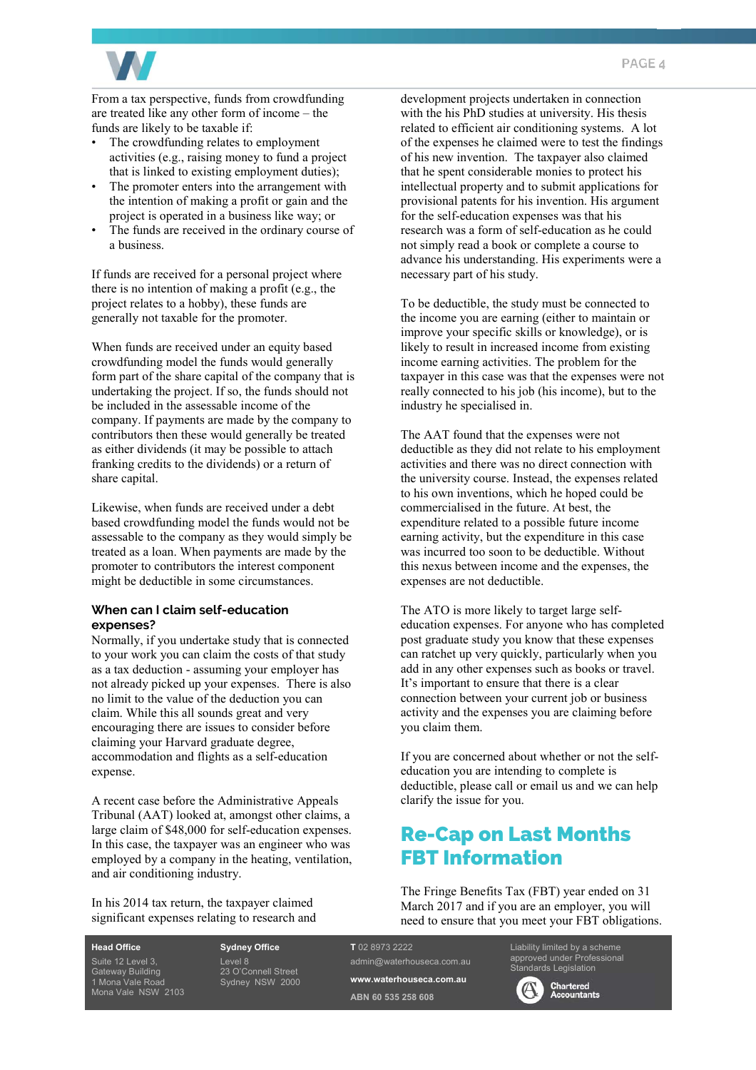From a tax perspective, funds from crowdfunding are treated like any other form of income – the funds are likely to be taxable if:

- The crowdfunding relates to employment activities (e.g., raising money to fund a project that is linked to existing employment duties);
- The promoter enters into the arrangement with the intention of making a profit or gain and the project is operated in a business like way; or
- The funds are received in the ordinary course of a business.

If funds are received for a personal project where there is no intention of making a profit (e.g., the project relates to a hobby), these funds are generally not taxable for the promoter.

When funds are received under an equity based crowdfunding model the funds would generally form part of the share capital of the company that is undertaking the project. If so, the funds should not be included in the assessable income of the company. If payments are made by the company to contributors then these would generally be treated as either dividends (it may be possible to attach franking credits to the dividends) or a return of share capital.

Likewise, when funds are received under a debt based crowdfunding model the funds would not be assessable to the company as they would simply be treated as a loan. When payments are made by the promoter to contributors the interest component might be deductible in some circumstances.

### When can I claim self-education expenses?

Normally, if you undertake study that is connected to your work you can claim the costs of that study as a tax deduction - assuming your employer has not already picked up your expenses. There is also no limit to the value of the deduction you can claim. While this all sounds great and very encouraging there are issues to consider before claiming your Harvard graduate degree, accommodation and flights as a self-education expense.

A recent case before the Administrative Appeals Tribunal (AAT) looked at, amongst other claims, a large claim of $48,000 for self-education expenses. In this case, the taxpayer was an engineer who was employed by a company in the heating, ventilation, and air conditioning industry.

In his 2014 tax return, the taxpayer claimed significant expenses relating to research and development projects undertaken in connection with the his PhD studies at university. His thesis related to efficient air conditioning systems. A lot of the expenses he claimed were to test the findings of his new invention. The taxpayer also claimed that he spent considerable monies to protect his intellectual property and to submit applications for provisional patents for his invention. His argument for the self-education expenses was that his research was a form of self-education as he could not simply read a book or complete a course to advance his understanding. His experiments were a necessary part of his study.

To be deductible, the study must be connected to the income you are earning (either to maintain or improve your specific skills or knowledge), or is likely to result in increased income from existing income earning activities. The problem for the taxpayer in this case was that the expenses were not really connected to his job (his income), but to the industry he specialised in.

The AAT found that the expenses were not deductible as they did not relate to his employment activities and there was no direct connection with the university course. Instead, the expenses related to his own inventions, which he hoped could be commercialised in the future. At best, the expenditure related to a possible future income earning activity, but the expenditure in this case was incurred too soon to be deductible. Without this nexus between income and the expenses, the expenses are not deductible.

The ATO is more likely to target large self-education expenses. For anyone who has completed post graduate study you know that these expenses can ratchet up very quickly, particularly when you add in any other expenses such as books or travel. It's important to ensure that there is a clear connection between your current job or business activity and the expenses you are claiming before you claim them.

If you are concerned about whether or not the self-education you are intending to complete is deductible, please call or email us and we can help clarify the issue for you.

## Re-Cap on Last Months FBT Information

The Fringe Benefits Tax (FBT) year ended on 31 March 2017 and if you are an employer, you will need to ensure that you meet your FBT obligations.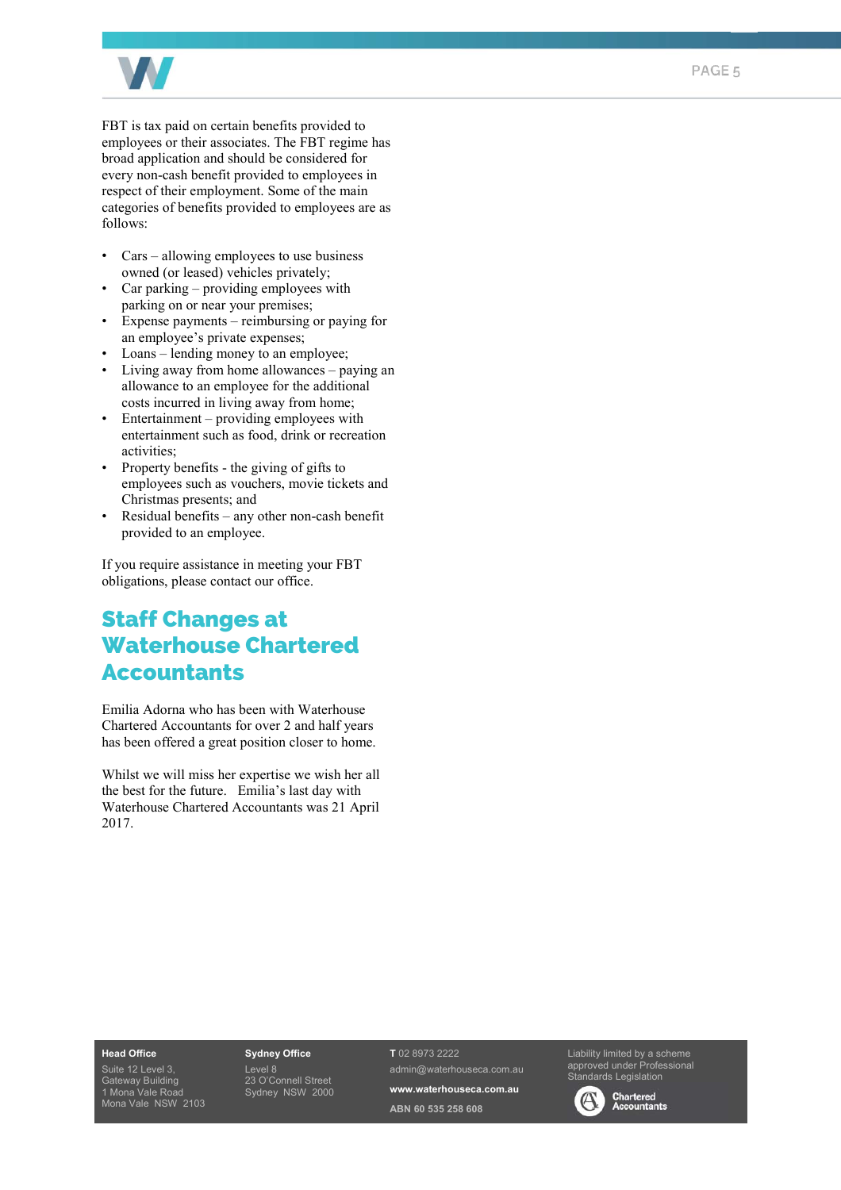FBT is tax paid on certain benefits provided to employees or their associates. The FBT regime has broad application and should be considered for every non-cash benefit provided to employees in respect of their employment. Some of the main categories of benefits provided to employees are as follows:

- Cars – allowing employees to use business owned (or leased) vehicles privately;
- Car parking – providing employees with parking on or near your premises;
- Expense payments – reimbursing or paying for an employee's private expenses;
- Loans – lending money to an employee;
- Living away from home allowances – paying an allowance to an employee for the additional costs incurred in living away from home;
- Entertainment – providing employees with entertainment such as food, drink or recreation activities;
- Property benefits - the giving of gifts to employees such as vouchers, movie tickets and Christmas presents; and
- Residual benefits – any other non-cash benefit provided to an employee.

If you require assistance in meeting your FBT obligations, please contact our office.

## Staff Changes at Waterhouse Chartered Accountants

Emilia Adorna who has been with Waterhouse Chartered Accountants for over 2 and half years has been offered a great position closer to home.

Whilst we will miss her expertise we wish her all the best for the future. Emilia's last day with Waterhouse Chartered Accountants was 21 April 2017.

**Head Office**
Suite 12 Level 3,
Gateway Building
1 Mona Vale Road
Mona Vale NSW 2103

**Sydney Office**
Level 8
23 O'Connell Street
Sydney NSW 2000

**T** 02 8973 2222
admin@waterhouseca.com.au
**www.waterhouseca.com.au**
**ABN 60 535 258 608**

Liability limited by a scheme approved under Professional Standards Legislation

Chartered Accountants